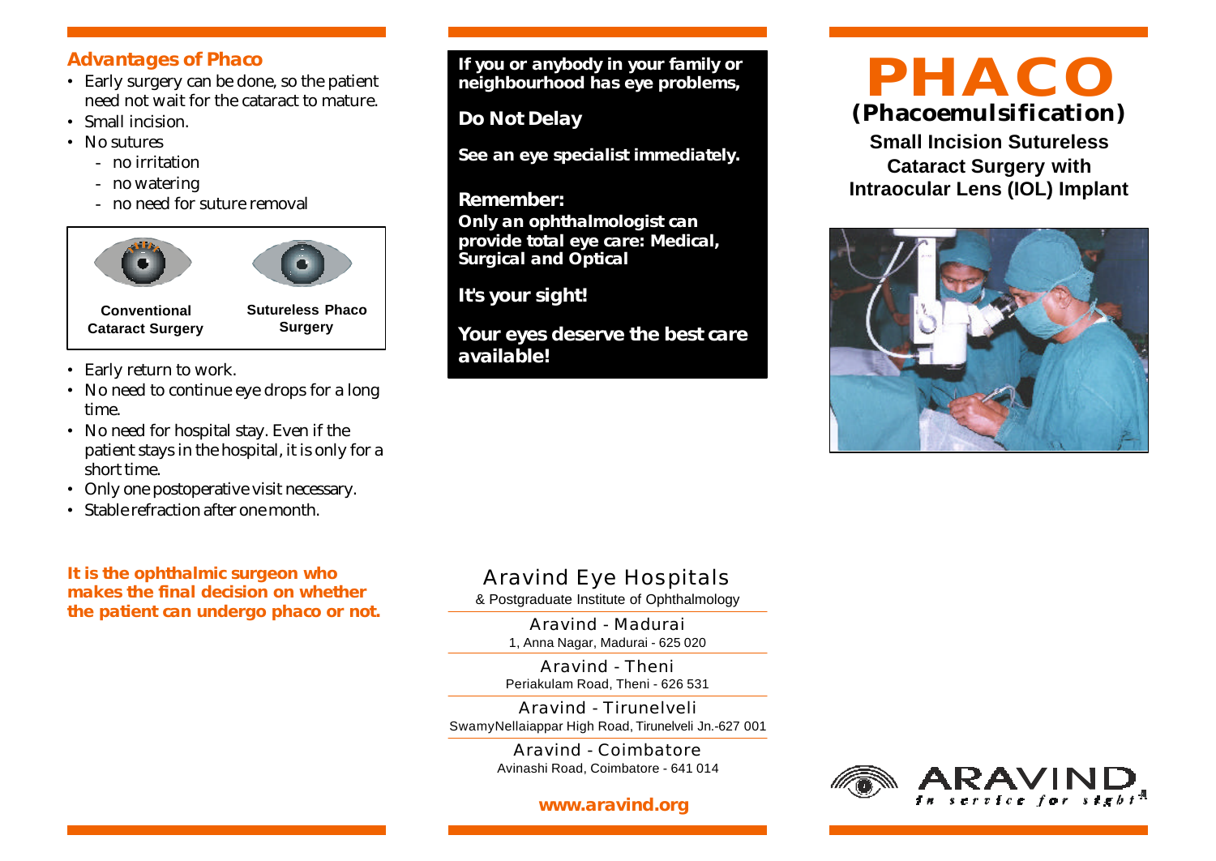## Advantages of Phaco

- Early surgery can be done, so the patient need not wait for the cataract to mature.
- Small incision.
- No sutures
  - no irritation
  - no watering
  - no need for suture removal

**Conventional Cataract Surgery** | **Sutureless Phaco Surgery**

- Early return to work.
- No need to continue eye drops for a long time.
- No need for hospital stay. Even if the patient stays in the hospital, it is only for a short time.
- Only one postoperative visit necessary.
- Stable refraction after one month.

**It is the ophthalmic surgeon who makes the final decision on whether the patient can undergo phaco or not.**

**If you or anybody in your family or neighbourhood has eye problems,**

**Do Not Delay**

**See an eye specialist immediately.**

**Remember:**
**Only an ophthalmologist can provide total eye care: Medical, Surgical and Optical**

**It's your sight!**

**Your eyes deserve the best care available!**

## Aravind Eye Hospitals

& Postgraduate Institute of Ophthalmology

Aravind - Madurai
1, Anna Nagar, Madurai - 625 020

Aravind - Theni
Periakulam Road, Theni - 626 531

Aravind - Tirunelveli
SwamyNellaiappar High Road, Tirunelveli Jn.-627 001

Aravind - Coimbatore
Avinashi Road, Coimbatore - 641 014

**www.aravind.org**

# PHACO

## (Phacoemulsification)

**Small Incision Sutureless Cataract Surgery with Intraocular Lens (IOL) Implant**

ARAVIND
in service for sight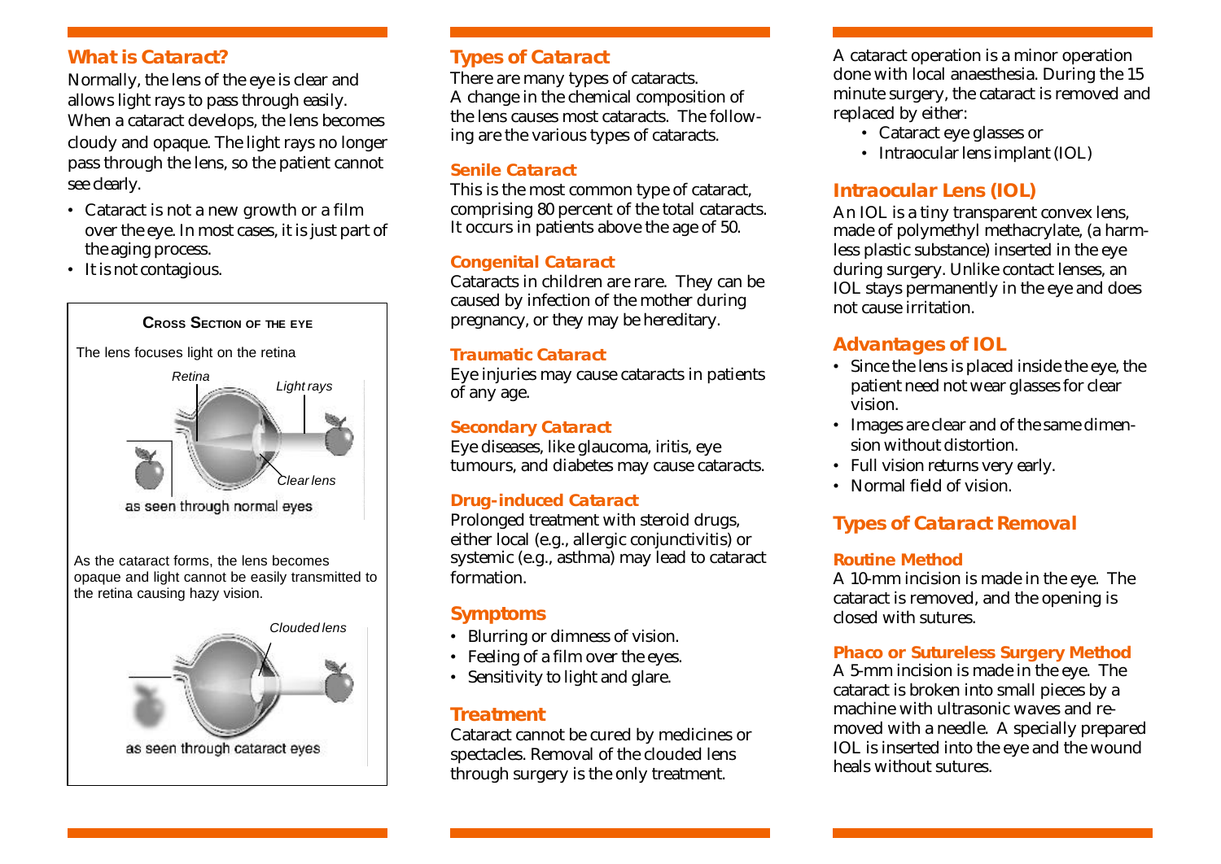## What is Cataract?

Normally, the lens of the eye is clear and allows light rays to pass through easily. When a cataract develops, the lens becomes cloudy and opaque. The light rays no longer pass through the lens, so the patient cannot see clearly.

- Cataract is not a new growth or a film over the eye. In most cases, it is just part of the aging process.
- It is not contagious.

**CROSS SECTION OF THE EYE**

The lens focuses light on the retina

Retina

Light rays

Clear lens

as seen through normal eyes

As the cataract forms, the lens becomes opaque and light cannot be easily transmitted to the retina causing hazy vision.

Clouded lens

as seen through cataract eyes

## Types of Cataract

There are many types of cataracts. A change in the chemical composition of the lens causes most cataracts. The following are the various types of cataracts.

### Senile Cataract

This is the most common type of cataract, comprising 80 percent of the total cataracts. It occurs in patients above the age of 50.

### Congenital Cataract

Cataracts in children are rare. They can be caused by infection of the mother during pregnancy, or they may be hereditary.

### Traumatic Cataract

Eye injuries may cause cataracts in patients of any age.

### Secondary Cataract

Eye diseases, like glaucoma, iritis, eye tumours, and diabetes may cause cataracts.

### Drug-induced Cataract

Prolonged treatment with steroid drugs, either local (e.g., allergic conjunctivitis) or systemic (e.g., asthma) may lead to cataract formation.

## Symptoms

- Blurring or dimness of vision.
- Feeling of a film over the eyes.
- Sensitivity to light and glare.

## Treatment

Cataract cannot be cured by medicines or spectacles. Removal of the clouded lens through surgery is the only treatment.

A cataract operation is a minor operation done with local anaesthesia. During the 15 minute surgery, the cataract is removed and replaced by either:

- Cataract eye glasses or
- Intraocular lens implant (IOL)

## Intraocular Lens (IOL)

An IOL is a tiny transparent convex lens, made of polymethyl methacrylate, (a harmless plastic substance) inserted in the eye during surgery. Unlike contact lenses, an IOL stays permanently in the eye and does not cause irritation.

## Advantages of IOL

- Since the lens is placed inside the eye, the patient need not wear glasses for clear vision.
- Images are clear and of the same dimension without distortion.
- Full vision returns very early.
- Normal field of vision.

## Types of Cataract Removal

### Routine Method

A 10-mm incision is made in the eye. The cataract is removed, and the opening is closed with sutures.

### Phaco or Sutureless Surgery Method

A 5-mm incision is made in the eye. The cataract is broken into small pieces by a machine with ultrasonic waves and removed with a needle. A specially prepared IOL is inserted into the eye and the wound heals without sutures.